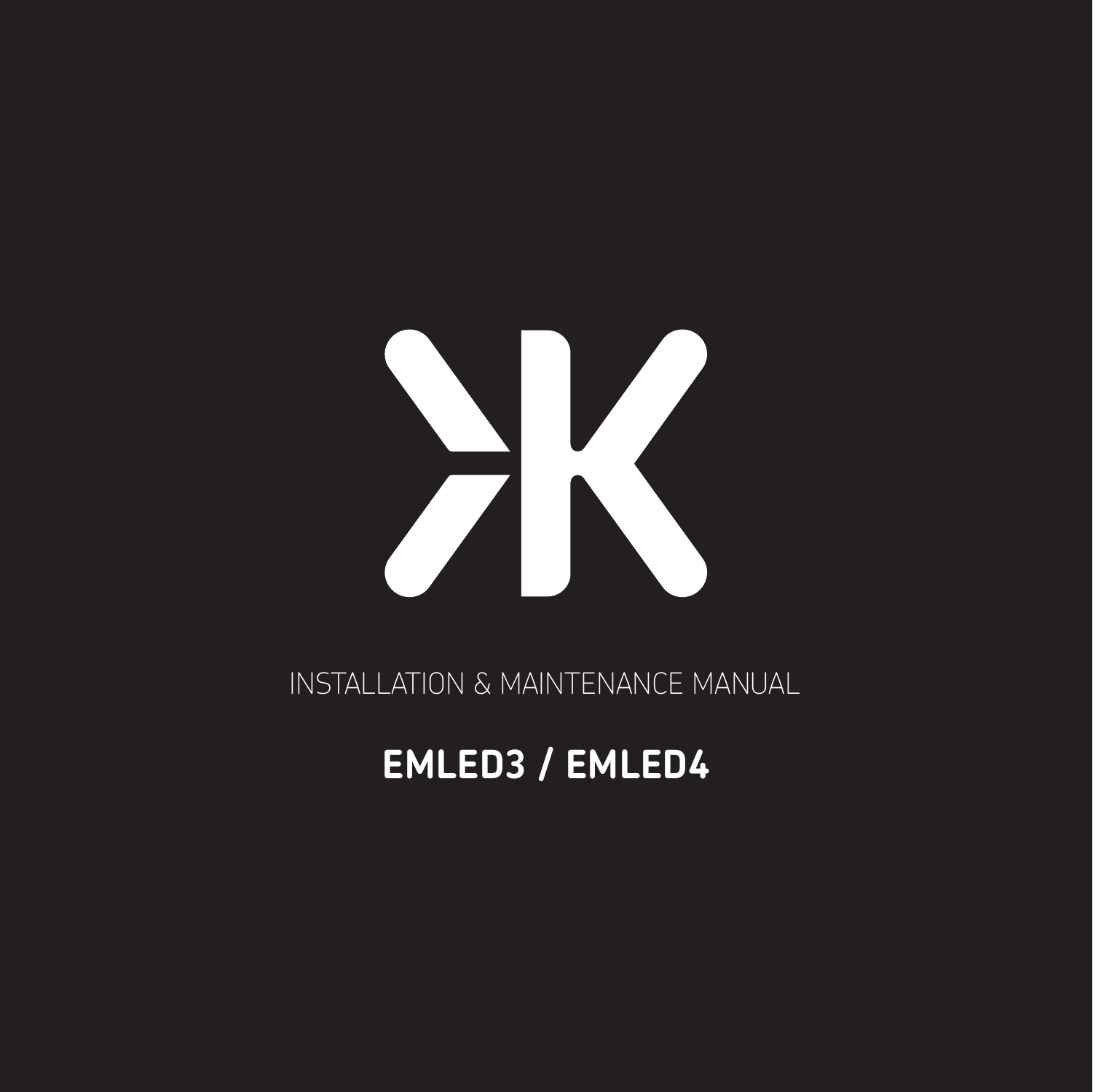INSTALLATION & MAINTENANCE MANUAL

# EMLED3 / EMLED4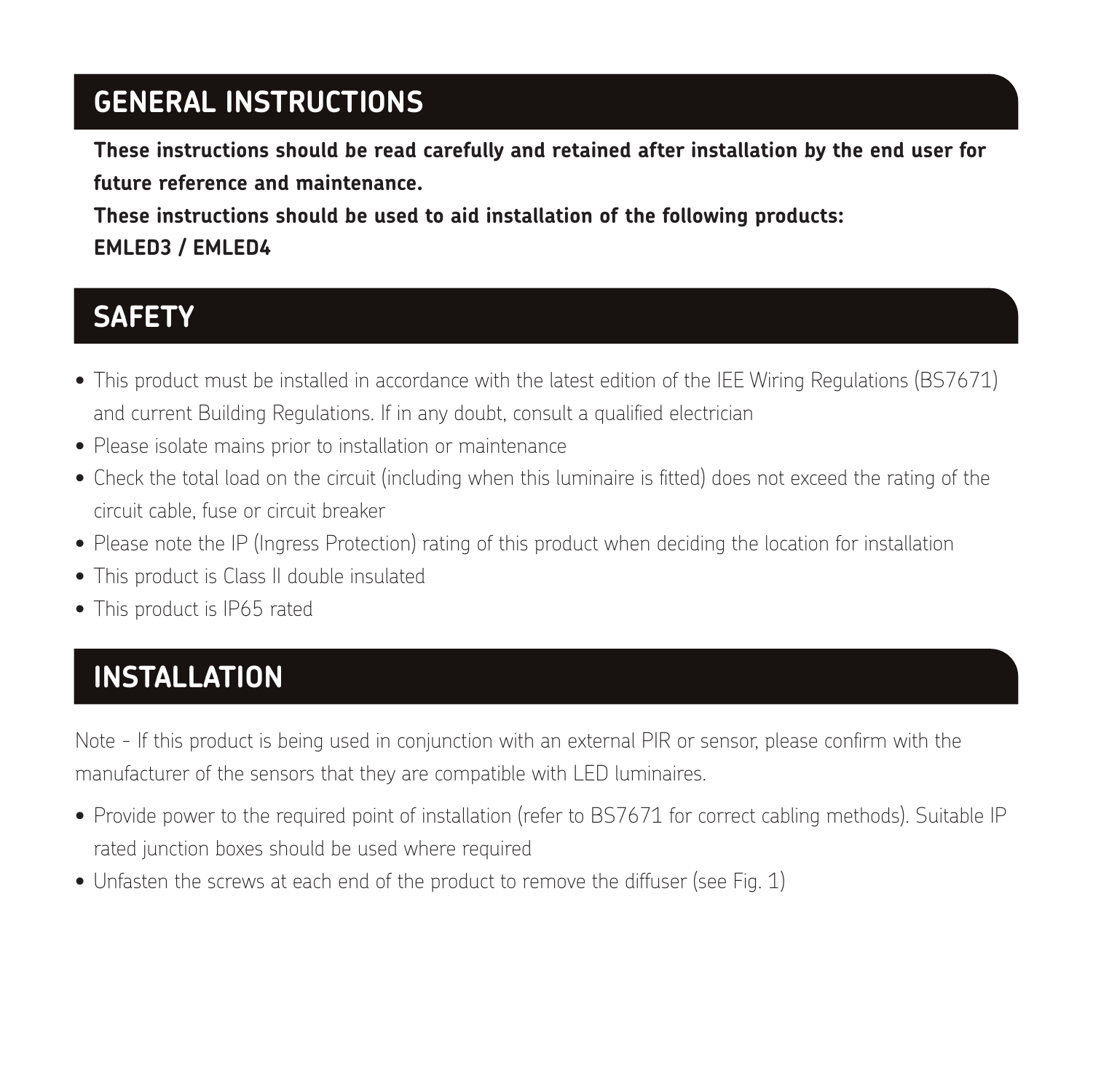## GENERAL INSTRUCTIONS

**These instructions should be read carefully and retained after installation by the end user for future reference and maintenance.**

**These instructions should be used to aid installation of the following products:**
**EMLED3 / EMLED4**

## SAFETY

- This product must be installed in accordance with the latest edition of the IEE Wiring Regulations (BS7671) and current Building Regulations. If in any doubt, consult a qualified electrician
- Please isolate mains prior to installation or maintenance
- Check the total load on the circuit (including when this luminaire is fitted) does not exceed the rating of the circuit cable, fuse or circuit breaker
- Please note the IP (Ingress Protection) rating of this product when deciding the location for installation
- This product is Class II double insulated
- This product is IP65 rated

## INSTALLATION

Note - If this product is being used in conjunction with an external PIR or sensor, please confirm with the manufacturer of the sensors that they are compatible with LED luminaires.

- Provide power to the required point of installation (refer to BS7671 for correct cabling methods). Suitable IP rated junction boxes should be used where required
- Unfasten the screws at each end of the product to remove the diffuser (see Fig. 1)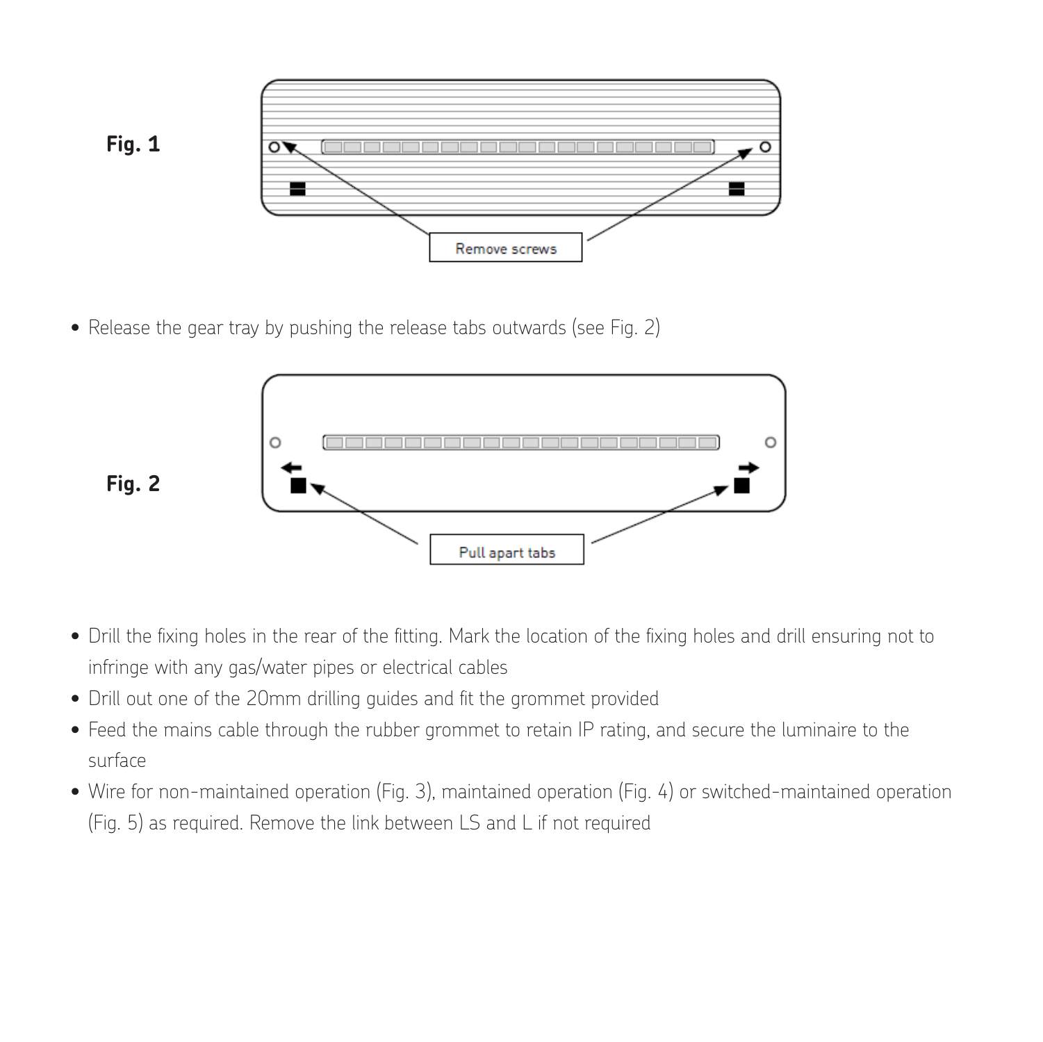**Fig. 1**

Remove screws

- Release the gear tray by pushing the release tabs outwards (see Fig. 2)

**Fig. 2**

Pull apart tabs

- Drill the fixing holes in the rear of the fitting. Mark the location of the fixing holes and drill ensuring not to infringe with any gas/water pipes or electrical cables
- Drill out one of the 20mm drilling guides and fit the grommet provided
- Feed the mains cable through the rubber grommet to retain IP rating, and secure the luminaire to the surface
- Wire for non-maintained operation (Fig. 3), maintained operation (Fig. 4) or switched-maintained operation (Fig. 5) as required. Remove the link between LS and L if not required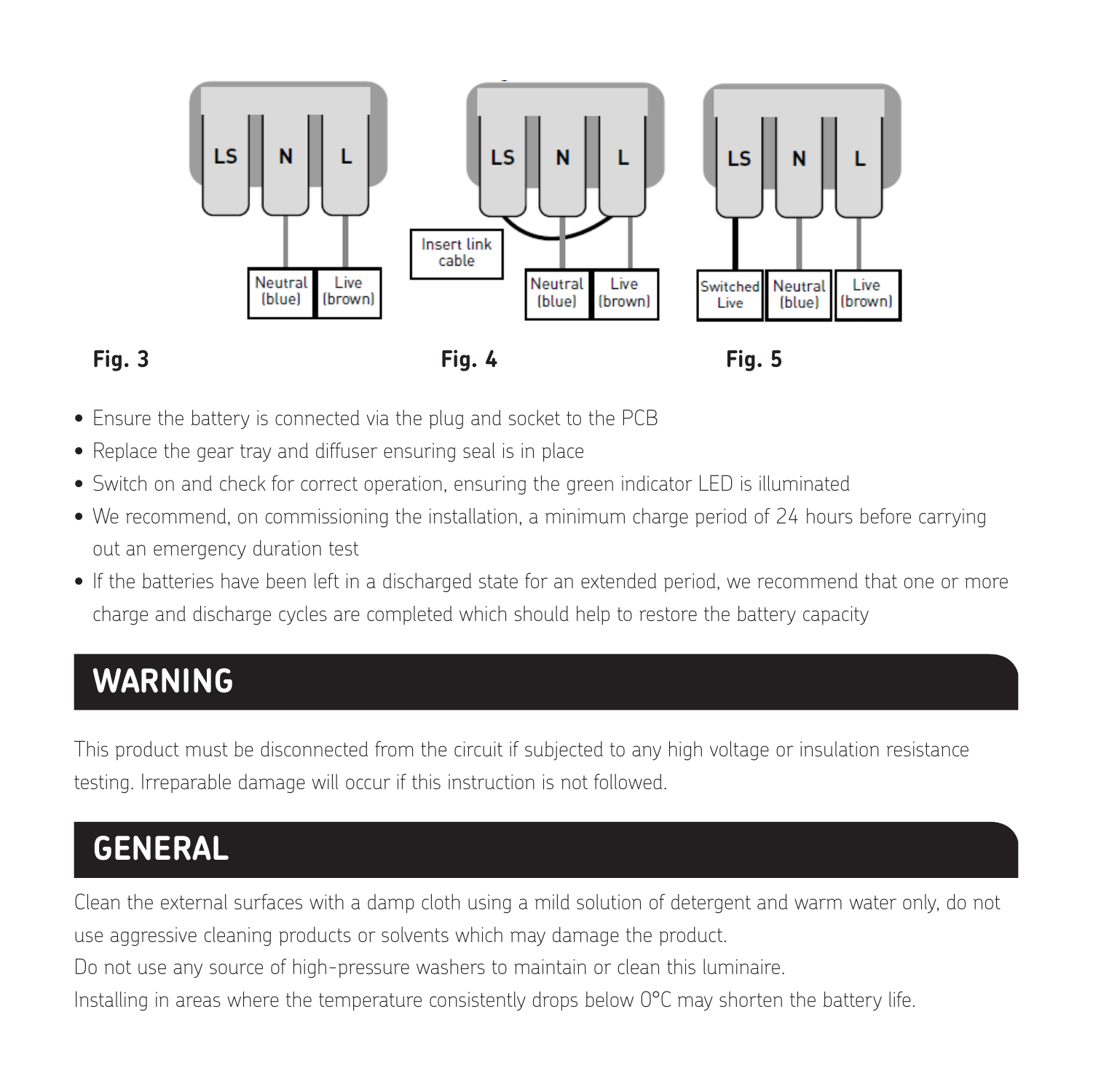LS | N | L

Neutral (blue) | Live (brown)

**Fig. 3**

LS | N | L

Insert link cable

Neutral (blue) | Live (brown)

**Fig. 4**

LS | N | L

Switched Live | Neutral (blue) | Live (brown)

**Fig. 5**

- Ensure the battery is connected via the plug and socket to the PCB
- Replace the gear tray and diffuser ensuring seal is in place
- Switch on and check for correct operation, ensuring the green indicator LED is illuminated
- We recommend, on commissioning the installation, a minimum charge period of 24 hours before carrying out an emergency duration test
- If the batteries have been left in a discharged state for an extended period, we recommend that one or more charge and discharge cycles are completed which should help to restore the battery capacity

## WARNING

This product must be disconnected from the circuit if subjected to any high voltage or insulation resistance testing. Irreparable damage will occur if this instruction is not followed.

## GENERAL

Clean the external surfaces with a damp cloth using a mild solution of detergent and warm water only, do not use aggressive cleaning products or solvents which may damage the product.

Do not use any source of high-pressure washers to maintain or clean this luminaire.

Installing in areas where the temperature consistently drops below 0°C may shorten the battery life.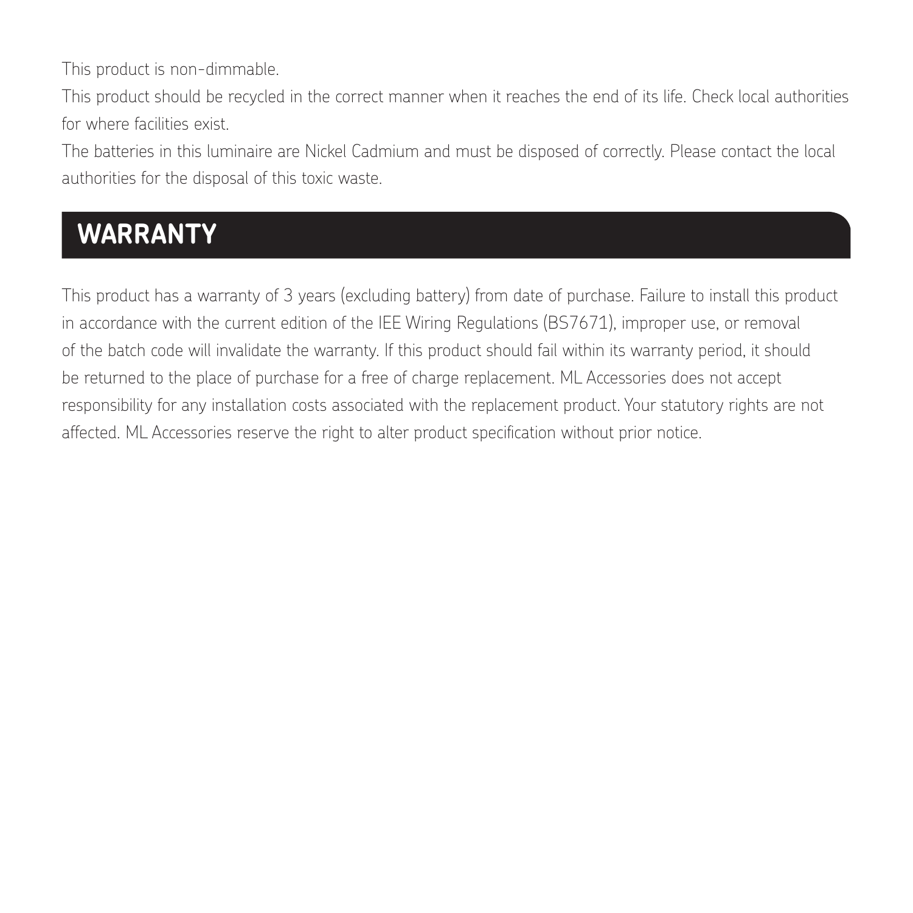This product is non-dimmable.

This product should be recycled in the correct manner when it reaches the end of its life. Check local authorities for where facilities exist.

The batteries in this luminaire are Nickel Cadmium and must be disposed of correctly. Please contact the local authorities for the disposal of this toxic waste.

## WARRANTY

This product has a warranty of 3 years (excluding battery) from date of purchase. Failure to install this product in accordance with the current edition of the IEE Wiring Regulations (BS7671), improper use, or removal of the batch code will invalidate the warranty. If this product should fail within its warranty period, it should be returned to the place of purchase for a free of charge replacement. ML Accessories does not accept responsibility for any installation costs associated with the replacement product. Your statutory rights are not affected. ML Accessories reserve the right to alter product specification without prior notice.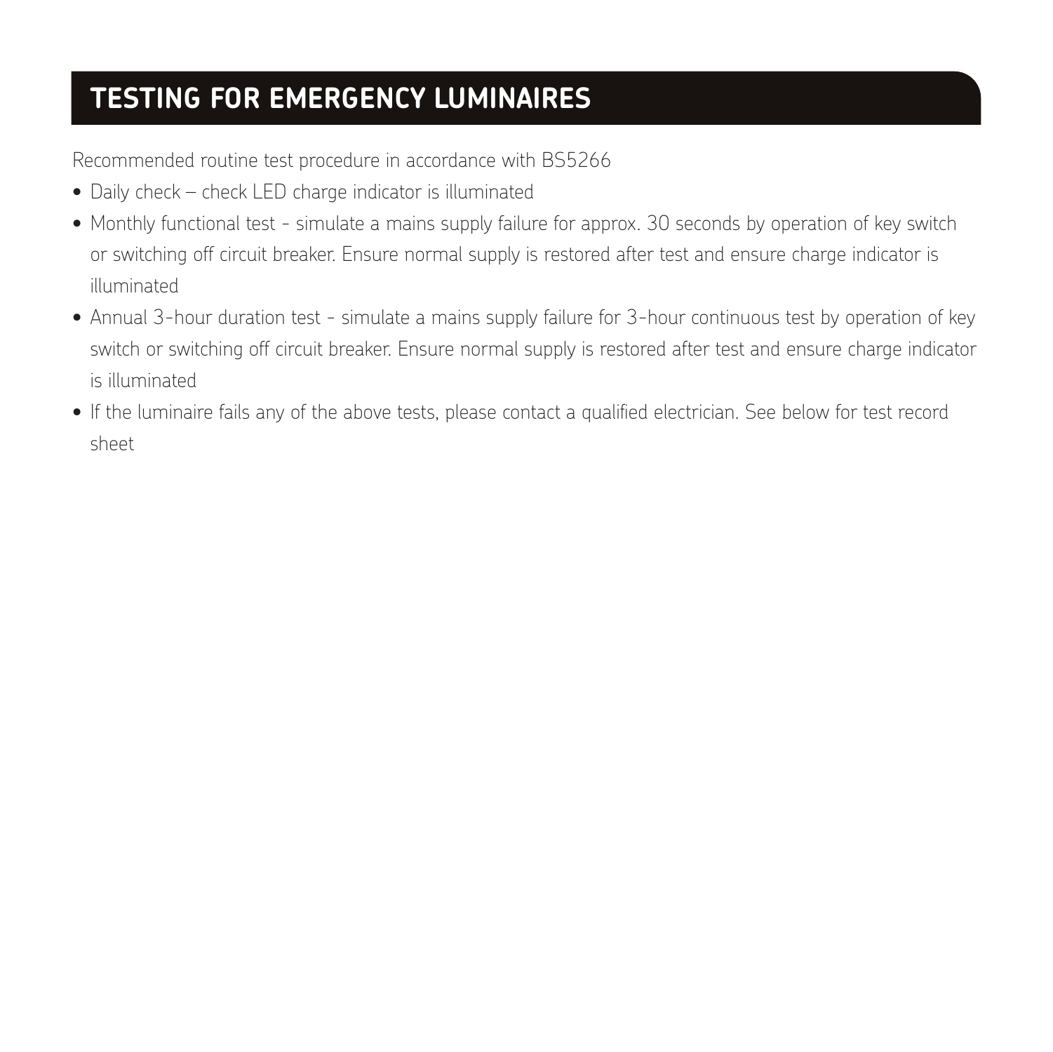## TESTING FOR EMERGENCY LUMINAIRES

Recommended routine test procedure in accordance with BS5266

- Daily check – check LED charge indicator is illuminated
- Monthly functional test - simulate a mains supply failure for approx. 30 seconds by operation of key switch or switching off circuit breaker. Ensure normal supply is restored after test and ensure charge indicator is illuminated
- Annual 3-hour duration test - simulate a mains supply failure for 3-hour continuous test by operation of key switch or switching off circuit breaker. Ensure normal supply is restored after test and ensure charge indicator is illuminated
- If the luminaire fails any of the above tests, please contact a qualified electrician. See below for test record sheet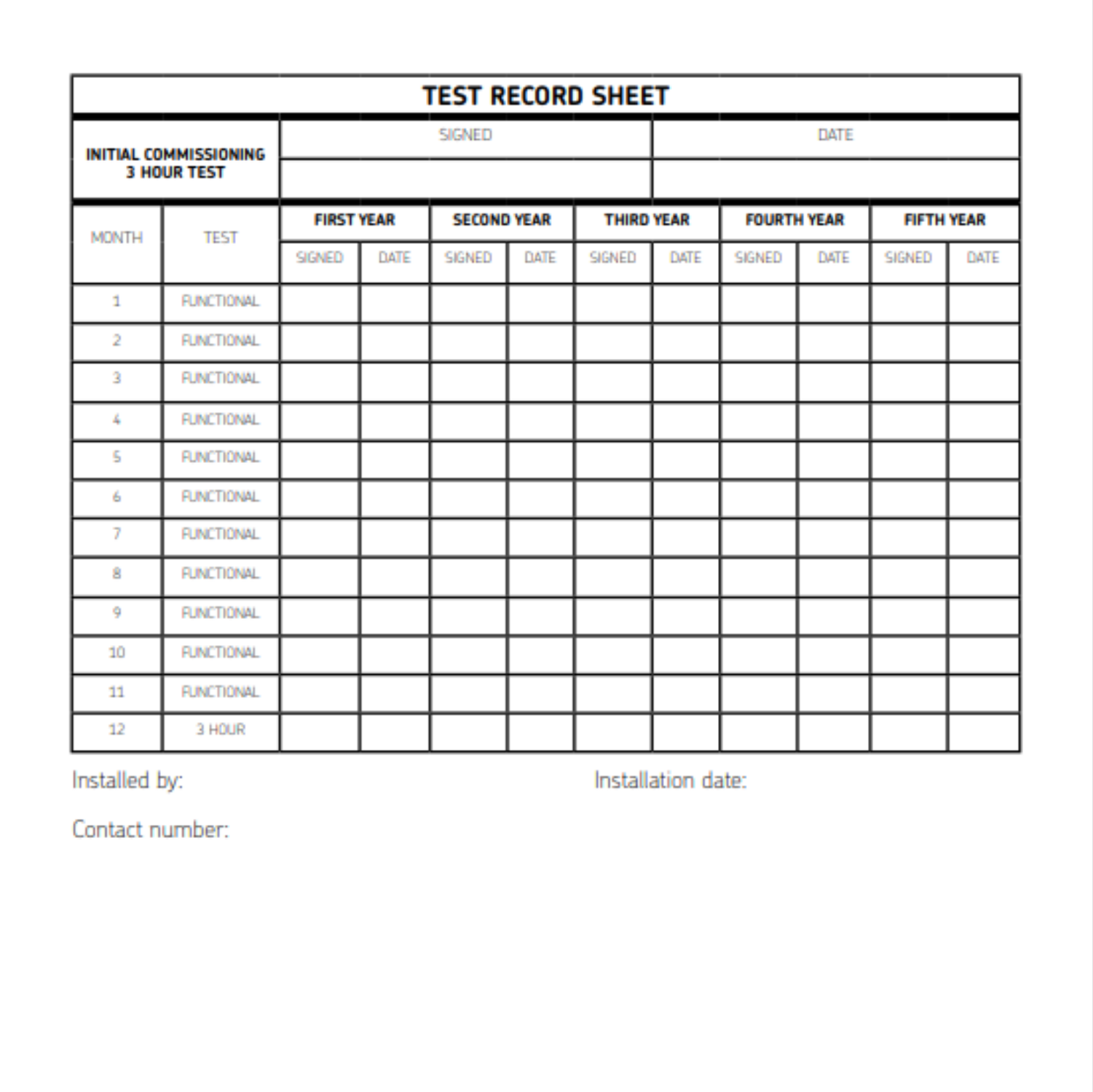# TEST RECORD SHEET

| INITIAL COMMISSIONING 3 HOUR TEST | SIGNED | DATE |
|---|---|---|
| | | |

| MONTH | TEST | FIRST YEAR | | SECOND YEAR | | THIRD YEAR | | FOURTH YEAR | | FIFTH YEAR | |
|---|---|---|---|---|---|---|---|---|---|---|---|
| | | SIGNED | DATE | SIGNED | DATE | SIGNED | DATE | SIGNED | DATE | SIGNED | DATE |
| 1 | FUNCTIONAL | | | | | | | | | | |
| 2 | FUNCTIONAL | | | | | | | | | | |
| 3 | FUNCTIONAL | | | | | | | | | | |
| 4 | FUNCTIONAL | | | | | | | | | | |
| 5 | FUNCTIONAL | | | | | | | | | | |
| 6 | FUNCTIONAL | | | | | | | | | | |
| 7 | FUNCTIONAL | | | | | | | | | | |
| 8 | FUNCTIONAL | | | | | | | | | | |
| 9 | FUNCTIONAL | | | | | | | | | | |
| 10 | FUNCTIONAL | | | | | | | | | | |
| 11 | FUNCTIONAL | | | | | | | | | | |
| 12 | 3 HOUR | | | | | | | | | | |

Installed by:

Installation date:

Contact number: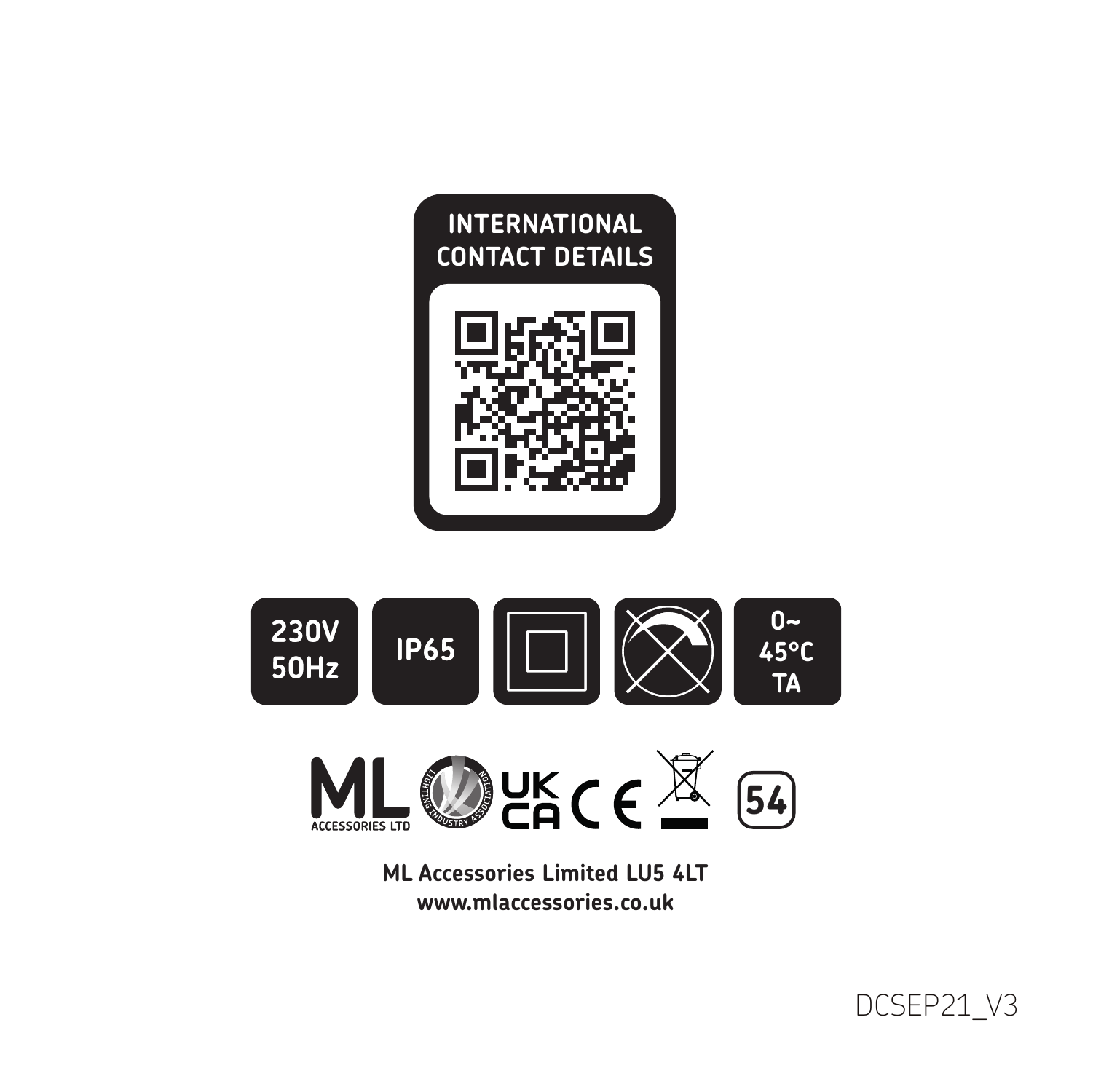**INTERNATIONAL CONTACT DETAILS**

230V 50Hz

IP65

0~ 45°C TA

ML ACCESSORIES LTD

LIGHTING INDUSTRY ASSOCIATION

UK CA

CE

54

**ML Accessories Limited LU5 4LT**
**www.mlaccessories.co.uk**

DCSEP21_V3